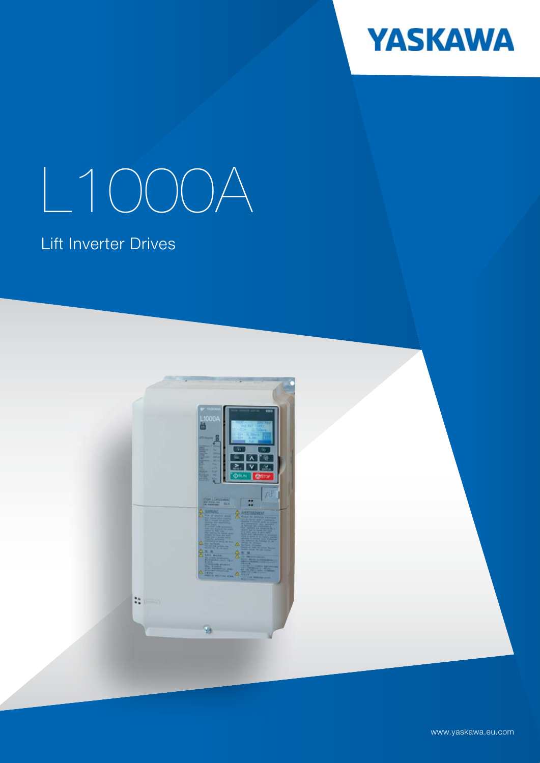YASKAWA

# L1000A

## Lift Inverter Drives

www.yaskawa.eu.com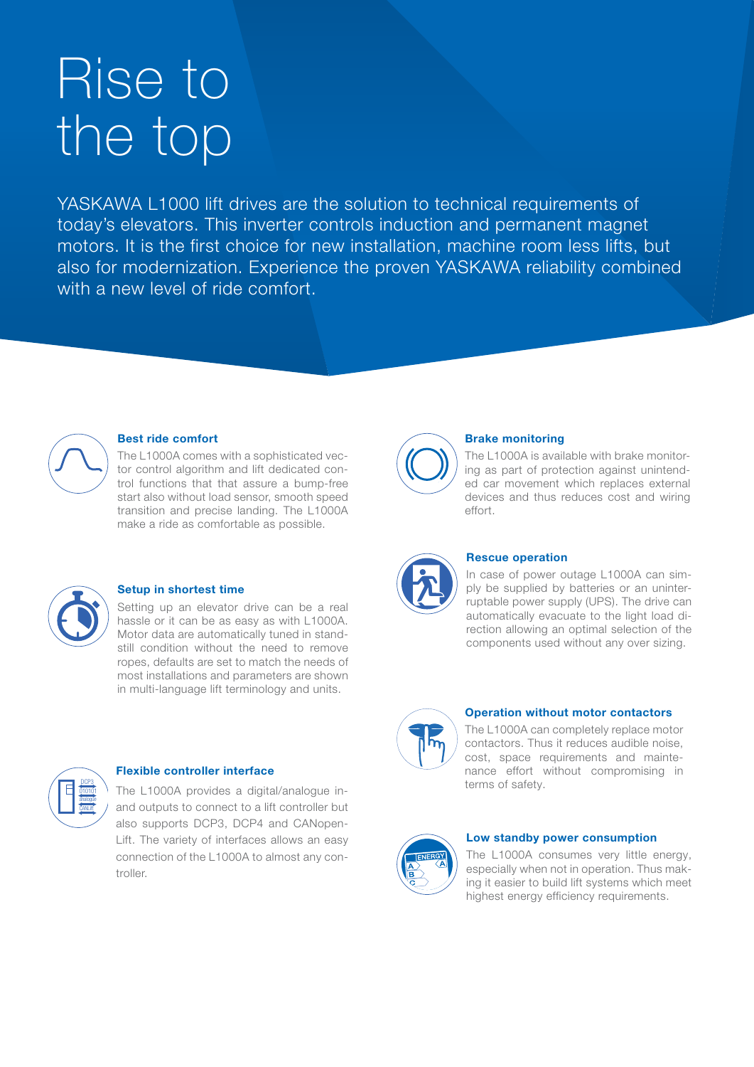# Rise to the top

YASKAWA L1000 lift drives are the solution to technical requirements of today's elevators. This inverter controls induction and permanent magnet motors. It is the first choice for new installation, machine room less lifts, but also for modernization. Experience the proven YASKAWA reliability combined with a new level of ride comfort.

### Best ride comfort

The L1000A comes with a sophisticated vector control algorithm and lift dedicated control functions that assure a bump-free start also without load sensor, smooth speed transition and precise landing. The L1000A make a ride as comfortable as possible.

### Setup in shortest time

Setting up an elevator drive can be a real hassle or it can be as easy as with L1000A. Motor data are automatically tuned in standstill condition without the need to remove ropes, defaults are set to match the needs of most installations and parameters are shown in multi-language lift terminology and units.

### Flexible controller interface

The L1000A provides a digital/analogue in- and outputs to connect to a lift controller but also supports DCP3, DCP4 and CANopen-Lift. The variety of interfaces allows an easy connection of the L1000A to almost any controller.

### Brake monitoring

The L1000A is available with brake monitoring as part of protection against unintended car movement which replaces external devices and thus reduces cost and wiring effort.

### Rescue operation

In case of power outage L1000A can simply be supplied by batteries or an uninterruptable power supply (UPS). The drive can automatically evacuate to the light load direction allowing an optimal selection of the components used without any over sizing.

### Operation without motor contactors

The L1000A can completely replace motor contactors. Thus it reduces audible noise, cost, space requirements and maintenance effort without compromising in terms of safety.

### Low standby power consumption

The L1000A consumes very little energy, especially when not in operation. Thus making it easier to build lift systems which meet highest energy efficiency requirements.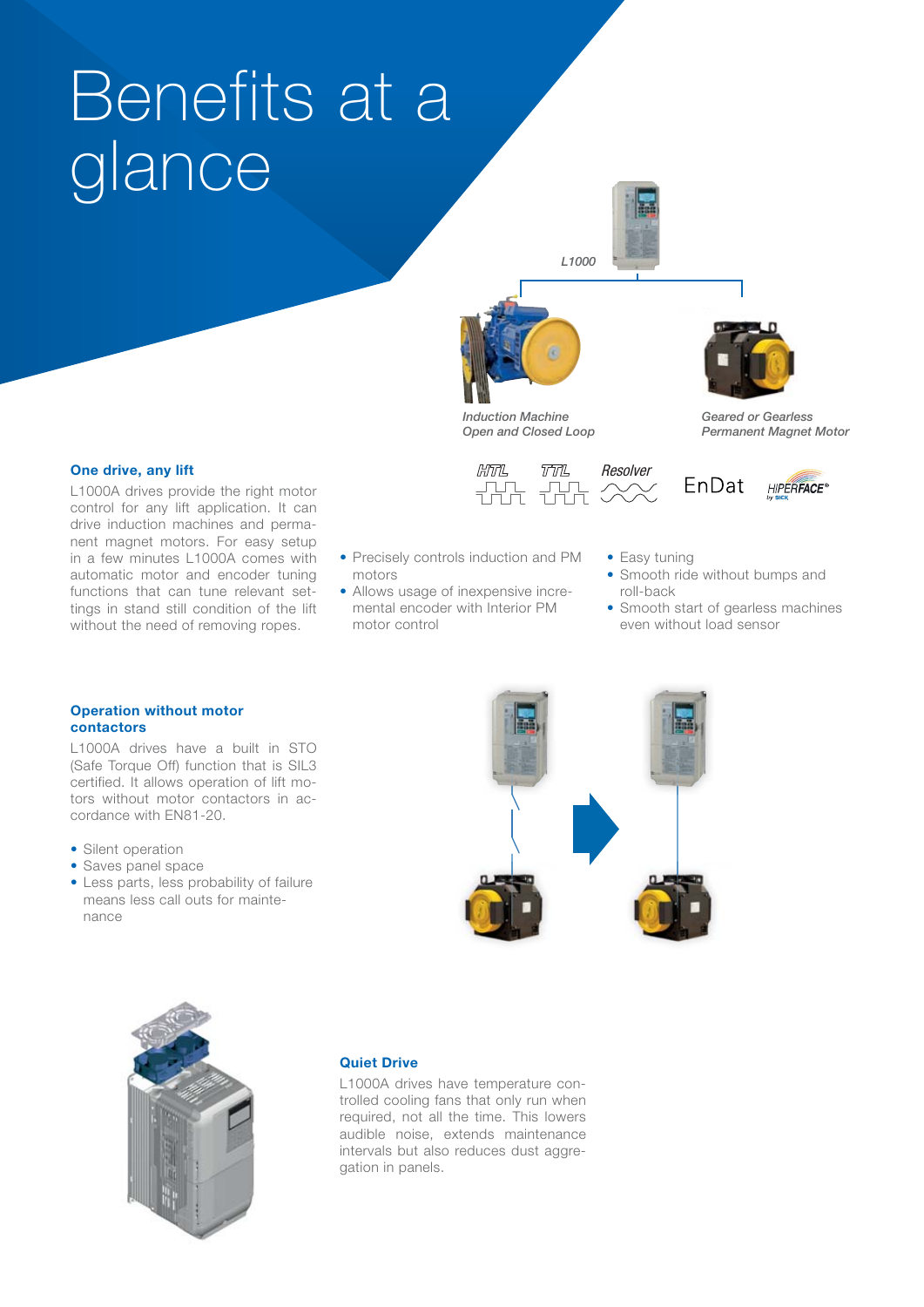# Benefits at a glance

L1000

*Induction Machine Open and Closed Loop*

*Geared or Gearless Permanent Magnet Motor*

HTL TTL Resolver EnDat HIPERFACE®

### One drive, any lift

L1000A drives provide the right motor control for any lift application. It can drive induction machines and permanent magnet motors. For easy setup in a few minutes L1000A comes with automatic motor and encoder tuning functions that can tune relevant settings in stand still condition of the lift without the need of removing ropes.

- Precisely controls induction and PM motors
- Allows usage of inexpensive incremental encoder with Interior PM motor control

- Easy tuning
- Smooth ride without bumps and roll-back
- Smooth start of gearless machines even without load sensor

### Operation without motor contactors

L1000A drives have a built in STO (Safe Torque Off) function that is SIL3 certified. It allows operation of lift motors without motor contactors in accordance with EN81-20.

- Silent operation
- Saves panel space
- Less parts, less probability of failure means less call outs for maintenance

### Quiet Drive

L1000A drives have temperature controlled cooling fans that only run when required, not all the time. This lowers audible noise, extends maintenance intervals but also reduces dust aggregation in panels.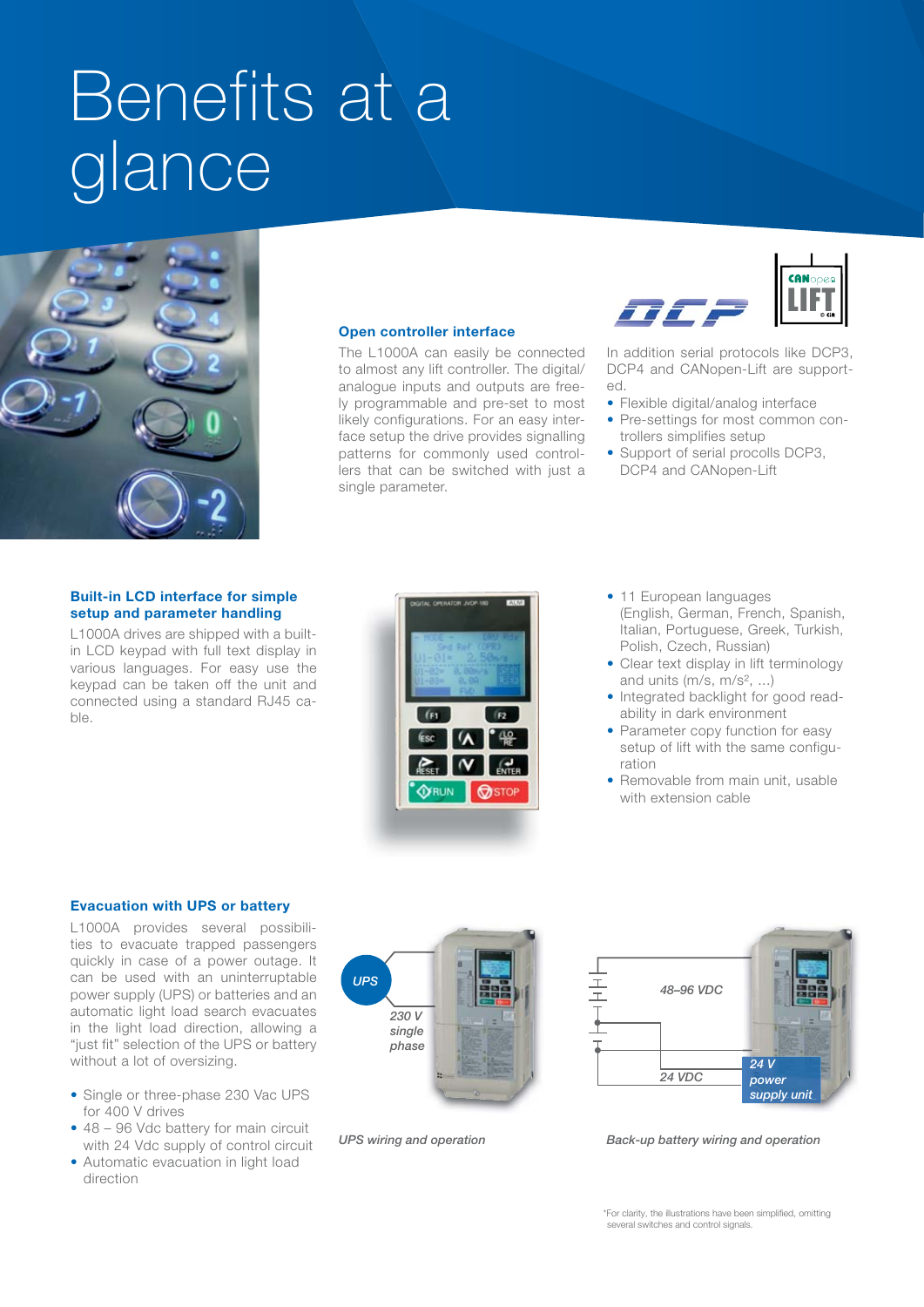# Benefits at a glance

## Open controller interface

The L1000A can easily be connected to almost any lift controller. The digital/analogue inputs and outputs are freely programmable and pre-set to most likely configurations. For an easy interface setup the drive provides signalling patterns for commonly used controllers that can be switched with just a single parameter.

In addition serial protocols like DCP3, DCP4 and CANopen-Lift are supported.

- Flexible digital/analog interface
- Pre-settings for most common controllers simplifies setup
- Support of serial procolls DCP3, DCP4 and CANopen-Lift

## Built-in LCD interface for simple setup and parameter handling

L1000A drives are shipped with a built-in LCD keypad with full text display in various languages. For easy use the keypad can be taken off the unit and connected using a standard RJ45 cable.

- 11 European languages (English, German, French, Spanish, Italian, Portuguese, Greek, Turkish, Polish, Czech, Russian)
- Clear text display in lift terminology and units (m/s, m/s², ...)
- Integrated backlight for good readability in dark environment
- Parameter copy function for easy setup of lift with the same configuration
- Removable from main unit, usable with extension cable

## Evacuation with UPS or battery

L1000A provides several possibilities to evacuate trapped passengers quickly in case of a power outage. It can be used with an uninterruptable power supply (UPS) or batteries and an automatic light load search evacuates in the light load direction, allowing a "just fit" selection of the UPS or battery without a lot of oversizing.

- Single or three-phase 230 Vac UPS for 400 V drives
- 48 – 96 Vdc battery for main circuit with 24 Vdc supply of control circuit
- Automatic evacuation in light load direction

UPS · 230 V single phase

*UPS wiring and operation*

48–96 VDC · 24 VDC · 24 V power supply unit

*Back-up battery wiring and operation*

*For clarity, the illustrations have been simplified, omitting several switches and control signals.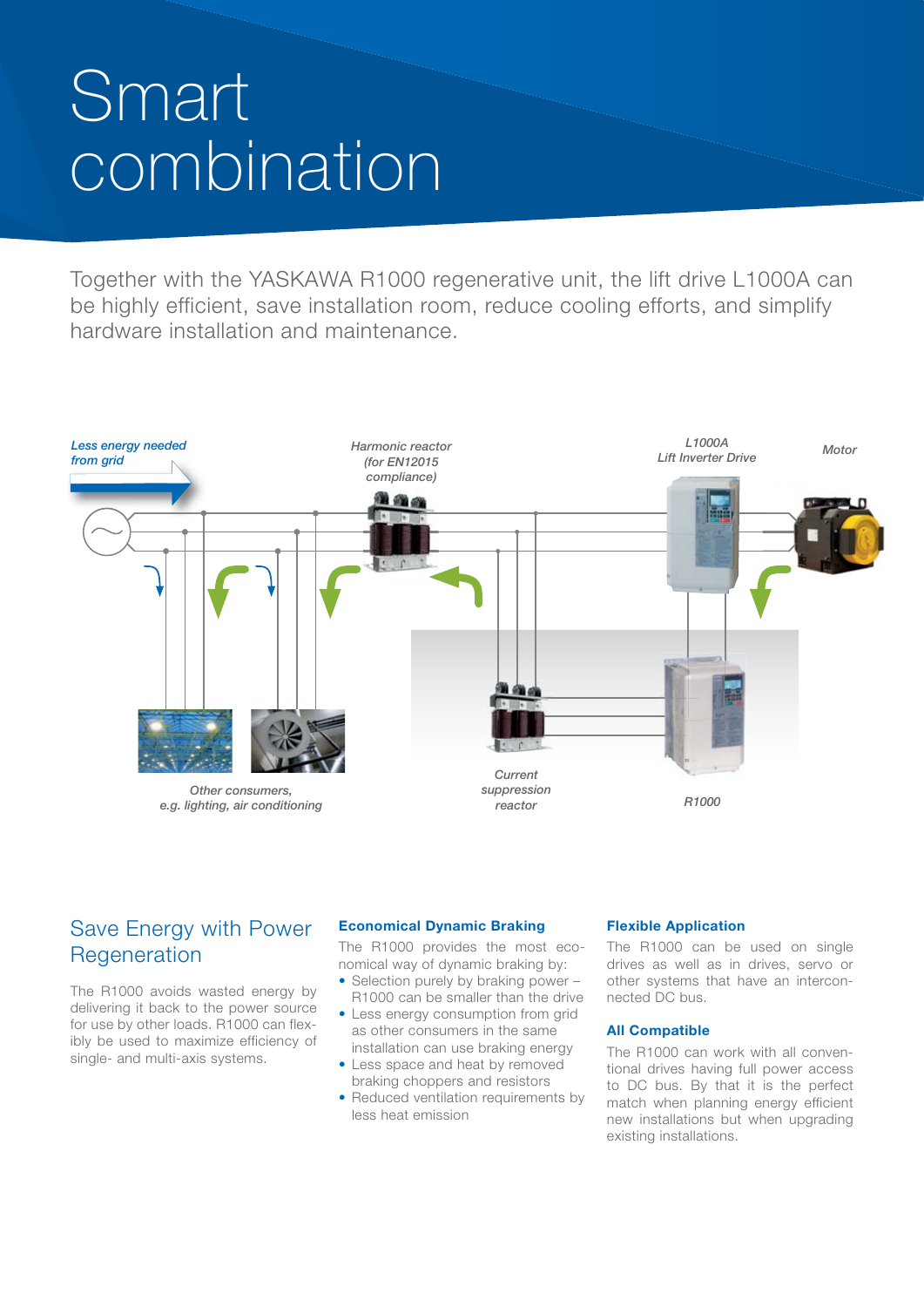# Smart combination

Together with the YASKAWA R1000 regenerative unit, the lift drive L1000A can be highly efficient, save installation room, reduce cooling efforts, and simplify hardware installation and maintenance.

*Less energy needed from grid*

*Harmonic reactor (for EN12015 compliance)*

*L1000A Lift Inverter Drive*

*Motor*

*Other consumers, e.g. lighting, air conditioning*

*Current suppression reactor*

*R1000*

## Save Energy with Power Regeneration

The R1000 avoids wasted energy by delivering it back to the power source for use by other loads. R1000 can flexibly be used to maximize efficiency of single- and multi-axis systems.

### Economical Dynamic Braking

The R1000 provides the most economical way of dynamic braking by:

- Selection purely by braking power – R1000 can be smaller than the drive
- Less energy consumption from grid as other consumers in the same installation can use braking energy
- Less space and heat by removed braking choppers and resistors
- Reduced ventilation requirements by less heat emission

### Flexible Application

The R1000 can be used on single drives as well as in drives, servo or other systems that have an interconnected DC bus.

### All Compatible

The R1000 can work with all conventional drives having full power access to DC bus. By that it is the perfect match when planning energy efficient new installations but when upgrading existing installations.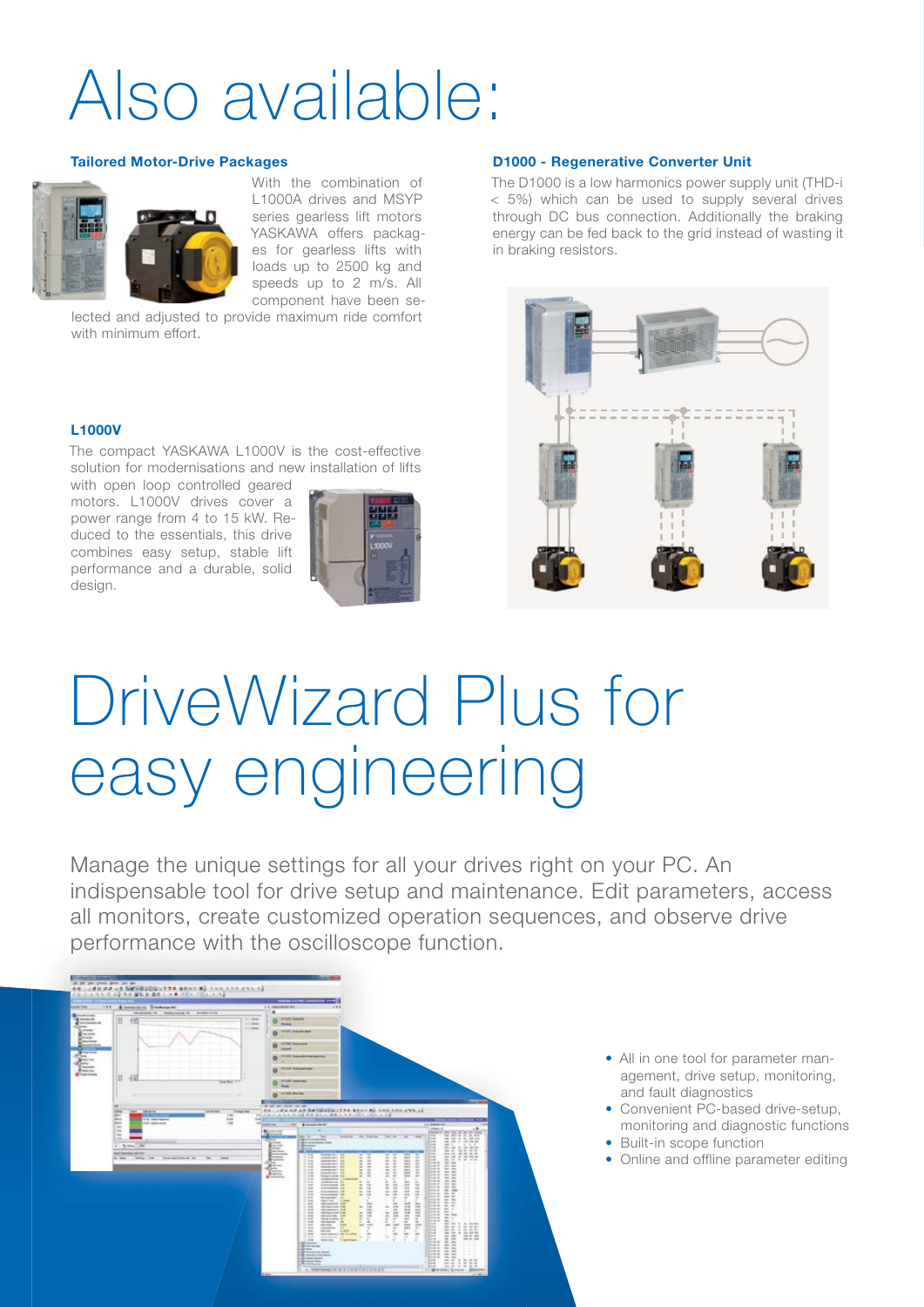# Also available:

### Tailored Motor-Drive Packages

With the combination of L1000A drives and MSYP series gearless lift motors YASKAWA offers packages for gearless lifts with loads up to 2500 kg and speeds up to 2 m/s. All component have been selected and adjusted to provide maximum ride comfort with minimum effort.

### L1000V

The compact YASKAWA L1000V is the cost-effective solution for modernisations and new installation of lifts with open loop controlled geared motors. L1000V drives cover a power range from 4 to 15 kW. Reduced to the essentials, this drive combines easy setup, stable lift performance and a durable, solid design.

### D1000 - Regenerative Converter Unit

The D1000 is a low harmonics power supply unit (THD-i < 5%) which can be used to supply several drives through DC bus connection. Additionally the braking energy can be fed back to the grid instead of wasting it in braking resistors.

# DriveWizard Plus for easy engineering

Manage the unique settings for all your drives right on your PC. An indispensable tool for drive setup and maintenance. Edit parameters, access all monitors, create customized operation sequences, and observe drive performance with the oscilloscope function.

- All in one tool for parameter management, drive setup, monitoring, and fault diagnostics
- Convenient PC-based drive-setup, monitoring and diagnostic functions
- Built-in scope function
- Online and offline parameter editing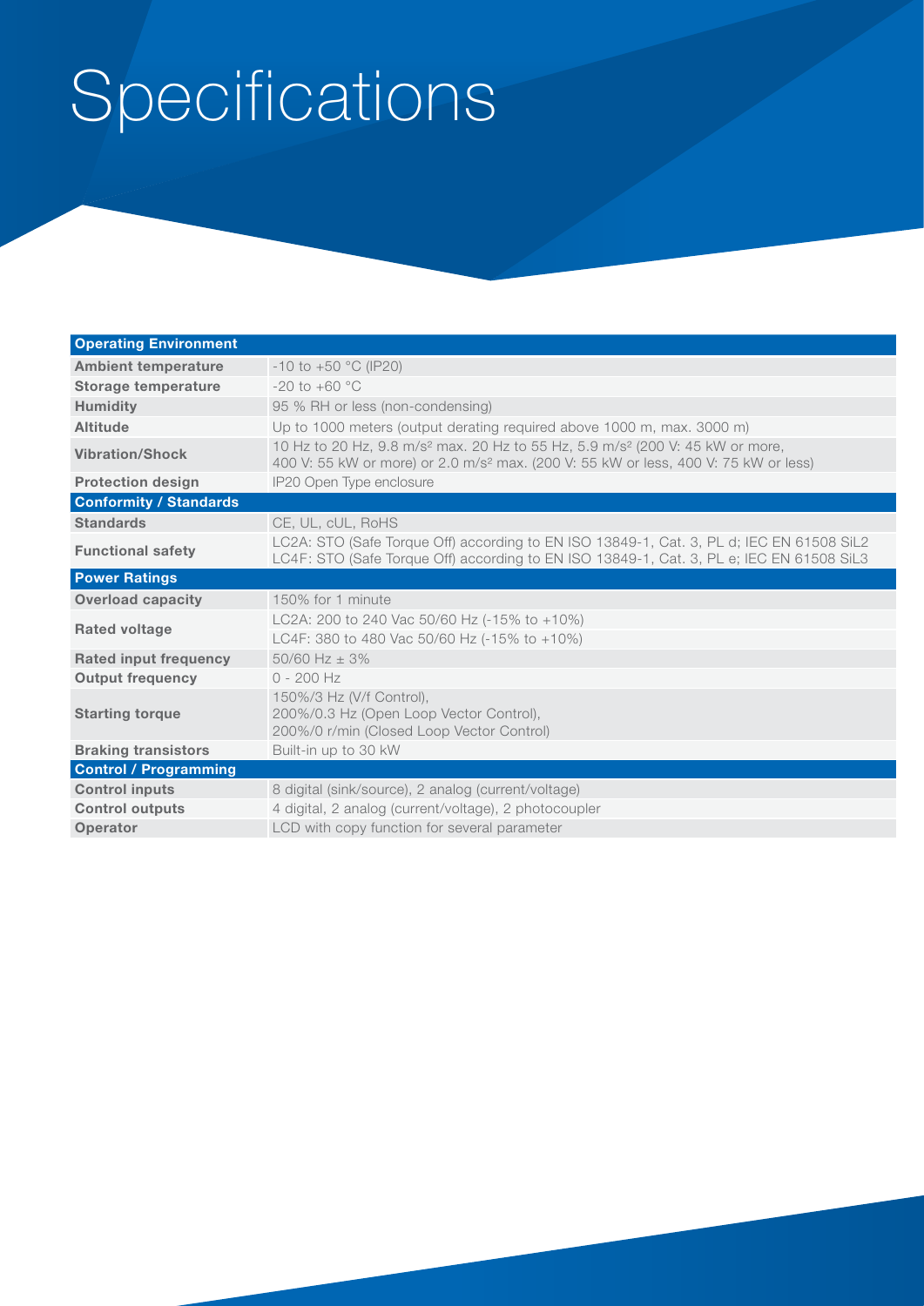# Specifications

| **Operating Environment** | |
|---|---|
| **Ambient temperature** | -10 to +50 °C (IP20) |
| **Storage temperature** | -20 to +60 °C |
| **Humidity** | 95 % RH or less (non-condensing) |
| **Altitude** | Up to 1000 meters (output derating required above 1000 m, max. 3000 m) |
| **Vibration/Shock** | 10 Hz to 20 Hz, 9.8 $m/s^2$ max. 20 Hz to 55 Hz, 5.9 $m/s^2$ (200 V: 45 kW or more, 400 V: 55 kW or more) or 2.0 $m/s^2$ max. (200 V: 55 kW or less, 400 V: 75 kW or less) |
| **Protection design** | IP20 Open Type enclosure |
| **Conformity / Standards** | |
| **Standards** | CE, UL, cUL, RoHS |
| **Functional safety** | LC2A: STO (Safe Torque Off) according to EN ISO 13849-1, Cat. 3, PL d; IEC EN 61508 SiL2<br>LC4F: STO (Safe Torque Off) according to EN ISO 13849-1, Cat. 3, PL e; IEC EN 61508 SiL3 |
| **Power Ratings** | |
| **Overload capacity** | 150% for 1 minute |
| **Rated voltage** | LC2A: 200 to 240 Vac 50/60 Hz (-15% to +10%)<br>LC4F: 380 to 480 Vac 50/60 Hz (-15% to +10%) |
| **Rated input frequency** | 50/60 Hz ± 3% |
| **Output frequency** | 0 - 200 Hz |
| **Starting torque** | 150%/3 Hz (V/f Control),<br>200%/0.3 Hz (Open Loop Vector Control),<br>200%/0 r/min (Closed Loop Vector Control) |
| **Braking transistors** | Built-in up to 30 kW |
| **Control / Programming** | |
| **Control inputs** | 8 digital (sink/source), 2 analog (current/voltage) |
| **Control outputs** | 4 digital, 2 analog (current/voltage), 2 photocoupler |
| **Operator** | LCD with copy function for several parameter |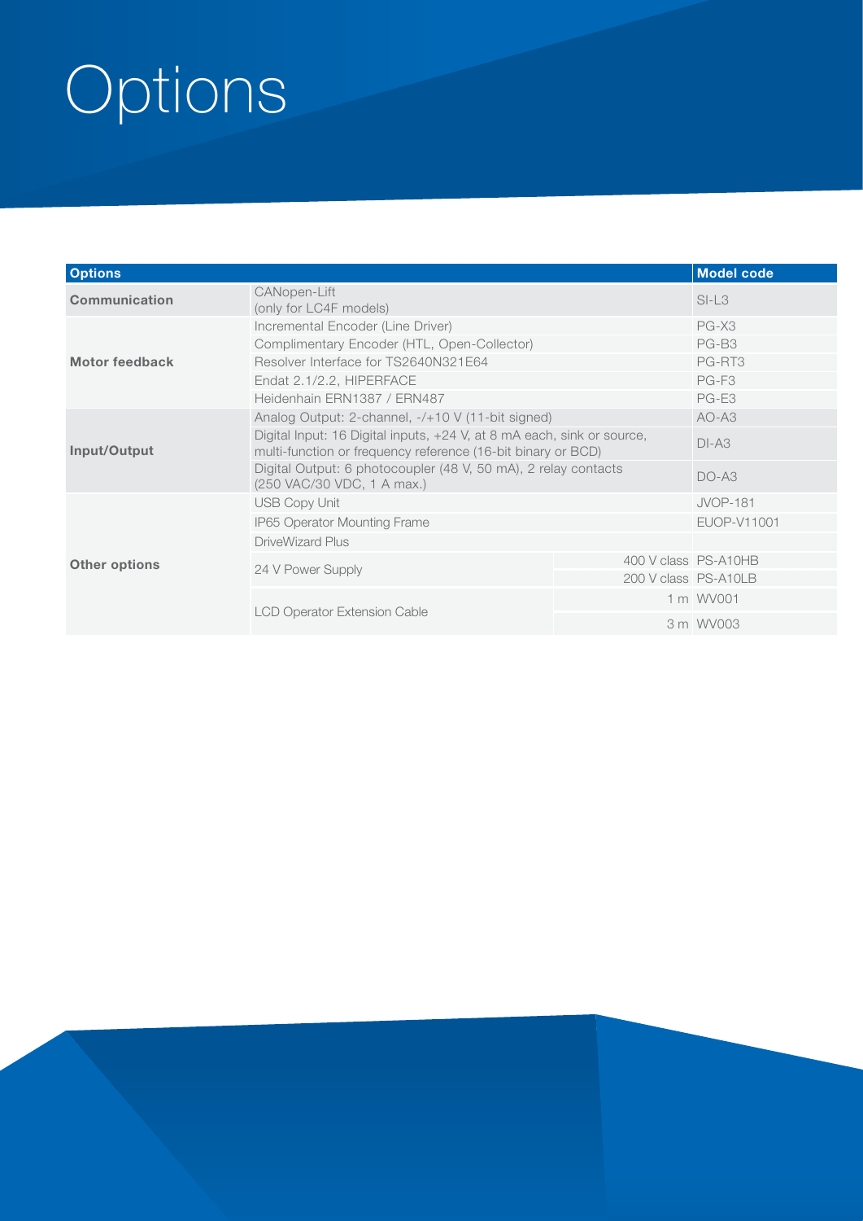# Options

| Options | | | Model code |
|---|---|---|---|
| **Communication** | CANopen-Lift (only for LC4F models) | | SI-L3 |
| **Motor feedback** | Incremental Encoder (Line Driver) | | PG-X3 |
| | Complimentary Encoder (HTL, Open-Collector) | | PG-B3 |
| | Resolver Interface for TS2640N321E64 | | PG-RT3 |
| | Endat 2.1/2.2, HIPERFACE | | PG-F3 |
| | Heidenhain ERN1387 / ERN487 | | PG-E3 |
| **Input/Output** | Analog Output: 2-channel, -/+10 V (11-bit signed) | | AO-A3 |
| | Digital Input: 16 Digital inputs, +24 V, at 8 mA each, sink or source, multi-function or frequency reference (16-bit binary or BCD) | | DI-A3 |
| | Digital Output: 6 photocoupler (48 V, 50 mA), 2 relay contacts (250 VAC/30 VDC, 1 A max.) | | DO-A3 |
| **Other options** | USB Copy Unit | | JVOP-181 |
| | IP65 Operator Mounting Frame | | EUOP-V11001 |
| | DriveWizard Plus | | |
| | 24 V Power Supply | 400 V class | PS-A10HB |
| | | 200 V class | PS-A10LB |
| | LCD Operator Extension Cable | 1 m | WV001 |
| | | 3 m | WV003 |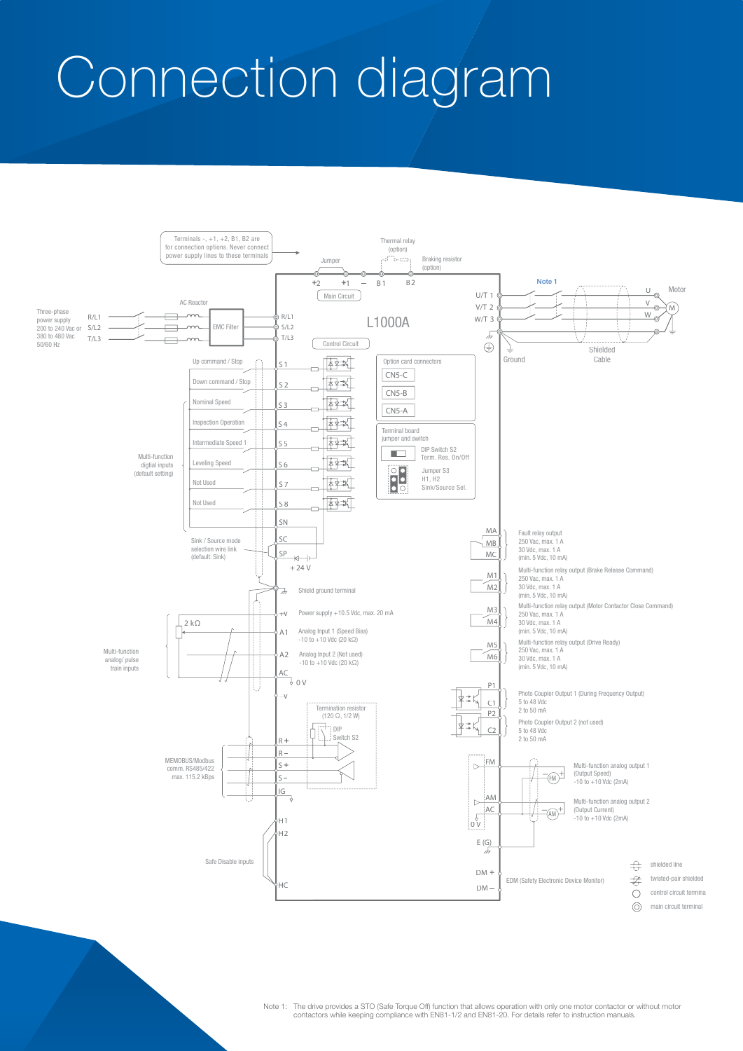# Connection diagram

Terminals -, +1, +2, B1, B2 are for connection options. Never connect power supply lines to these terminals

Thermal relay (option)

Jumper

Braking resistor (option)

+2 +1 − B1 B2

Main Circuit

L1000A

Note 1

U/T 1
V/T 2
W/T 3

U
V
W

Motor

M

Three-phase power supply 200 to 240 Vac or 380 to 480 Vac 50/60 Hz

R/L1
S/L2
T/L3

AC Reactor

EMC Filter

R/L1
S/L2
T/L3

Control Circuit

Ground

Shielded Cable

Multi-function digtial inputs (default setting)

Up command / Stop — S1
Down command / Stop — S2
Nominal Speed — S3
Inspection Operation — S4
Intermediate Speed 1 — S5
Leveling Speed — S6
Not Used — S7
Not Used — S8
SN
SC
SP

Option card connectors
CN5-C
CN5-B
CN5-A

Terminal board jumper and switch
DIP Switch S2 Term. Res. On/Off
Jumper S3 H1, H2 Sink/Source Sel.

Sink / Source mode selection wire link (default: Sink)

+24 V

Shield ground terminal

Multi-function analog/ pulse train inputs

2 kΩ

+V — Power supply +10.5 Vdc, max. 20 mA
A1 — Analog Input 1 (Speed Bias) -10 to +10 Vdc (20 kΩ)
A2 — Analog Input 2 (Not used) -10 to +10 Vdc (20 kΩ)
AC — 0 V
-V

MA
MB
MC
Fault relay output 250 Vac, max. 1 A 30 Vdc, max. 1 A (min. 5 Vdc, 10 mA)

M1
M2
Multi-function relay output (Brake Release Command) 250 Vac, max. 1 A 30 Vdc, max. 1 A (min. 5 Vdc, 10 mA)

M3
M4
Multi-function relay output (Motor Contactor Close Command) 250 Vac, max. 1 A 30 Vdc, max. 1 A (min. 5 Vdc, 10 mA)

M5
M6
Multi-function relay output (Drive Ready) 250 Vac, max. 1 A 30 Vdc, max. 1 A (min. 5 Vdc, 10 mA)

P1
C1
Photo Coupler Output 1 (During Frequency Output) 5 to 48 Vdc 2 to 50 mA

P2
C2
Photo Coupler Output 2 (not used) 5 to 48 Vdc 2 to 50 mA

Termination resistor (120 Ω, 1/2 W)
DIP Switch S2

MEMOBUS/Modbus comm. RS485/422 max. 115.2 kBps

R+
R−
S+
S−
IG

FM
AM
AC
0 V

Multi-function analog output 1 (Output Speed) -10 to +10 Vdc (2mA)

Multi-function analog output 2 (Output Current) -10 to +10 Vdc (2mA)

E (G)

H1
H2
HC

Safe Disable inputs

DM+
DM−
EDM (Safety Electronic Device Monitor)

shielded line
twisted-pair shielded
control circuit termina
main circuit terminal

Note 1: The drive provides a STO (Safe Torque Off) function that allows operation with only one motor contactor or without motor contactors while keeping compliance with EN81-1/2 and EN81-20. For details refer to instruction manuals.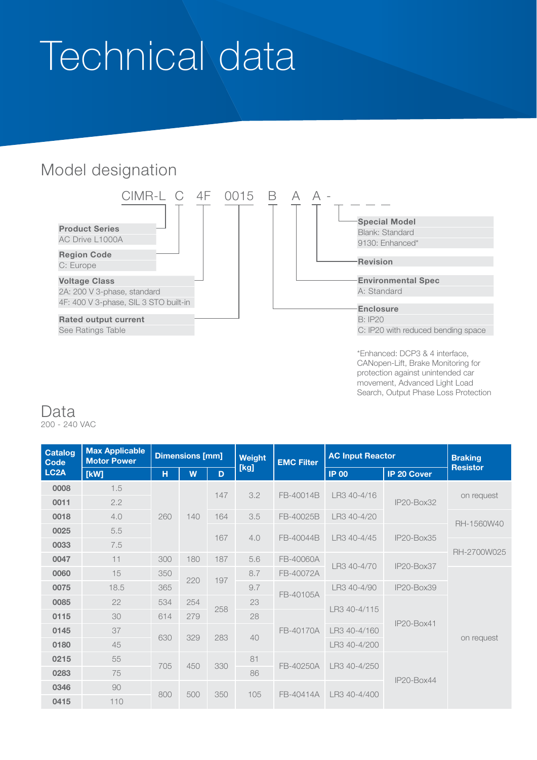# Technical data

## Model designation

CIMR-L C 4F 0015 B A A - _ _ _ _

**Product Series**
AC Drive L1000A

**Region Code**
C: Europe

**Voltage Class**
2A: 200 V 3-phase, standard
4F: 400 V 3-phase, SIL 3 STO built-in

**Rated output current**
See Ratings Table

**Special Model**
Blank: Standard
9130: Enhanced*

**Revision**

**Environmental Spec**
A: Standard

**Enclosure**
B: IP20
C: IP20 with reduced bending space

*Enhanced: DCP3 & 4 interface, CANopen-Lift, Brake Monitoring for protection against unintended car movement, Advanced Light Load Search, Output Phase Loss Protection

## Data

200 - 240 VAC

| Catalog Code LC2A | Max Applicable Motor Power [kW] | Dimensions [mm] H | W | D | Weight [kg] | EMC Filter | AC Input Reactor IP 00 | AC Input Reactor IP 20 Cover | Braking Resistor |
|---|---|---|---|---|---|---|---|---|---|
| 0008 | 1.5 | 260 | 140 | 147 | 3.2 | FB-40014B | LR3 40-4/16 | IP20-Box32 | on request |
| 0011 | 2.2 | 260 | 140 | 147 | 3.2 | FB-40014B | LR3 40-4/16 | IP20-Box32 | on request |
| 0018 | 4.0 | 260 | 140 | 164 | 3.5 | FB-40025B | LR3 40-4/20 | IP20-Box32 | RH-1560W40 |
| 0025 | 5.5 | 260 | 140 | 167 | 4.0 | FB-40044B | LR3 40-4/45 | IP20-Box35 | RH-1560W40 |
| 0033 | 7.5 | 260 | 140 | 167 | 4.0 | FB-40044B | LR3 40-4/45 | IP20-Box35 | RH-2700W025 |
| 0047 | 11 | 300 | 180 | 187 | 5.6 | FB-40060A | LR3 40-4/70 | IP20-Box37 | RH-2700W025 |
| 0060 | 15 | 350 | 220 | 197 | 8.7 | FB-40072A | LR3 40-4/70 | IP20-Box37 | on request |
| 0075 | 18.5 | 365 | 220 | 197 | 9.7 | FB-40105A | LR3 40-4/90 | IP20-Box39 | on request |
| 0085 | 22 | 534 | 254 | 258 | 23 | FB-40105A | LR3 40-4/115 | IP20-Box41 | on request |
| 0115 | 30 | 614 | 279 | 258 | 28 | FB-40170A | LR3 40-4/115 | IP20-Box41 | on request |
| 0145 | 37 | 630 | 329 | 283 | 40 | FB-40170A | LR3 40-4/160 | IP20-Box41 | on request |
| 0180 | 45 | 630 | 329 | 283 | 40 | FB-40170A | LR3 40-4/200 | IP20-Box41 | on request |
| 0215 | 55 | 705 | 450 | 330 | 81 | FB-40250A | LR3 40-4/250 | IP20-Box44 | on request |
| 0283 | 75 | 705 | 450 | 330 | 86 | FB-40250A | LR3 40-4/250 | IP20-Box44 | on request |
| 0346 | 90 | 800 | 500 | 350 | 105 | FB-40414A | LR3 40-4/400 | IP20-Box44 | on request |
| 0415 | 110 | 800 | 500 | 350 | 105 | FB-40414A | LR3 40-4/400 | IP20-Box44 | on request |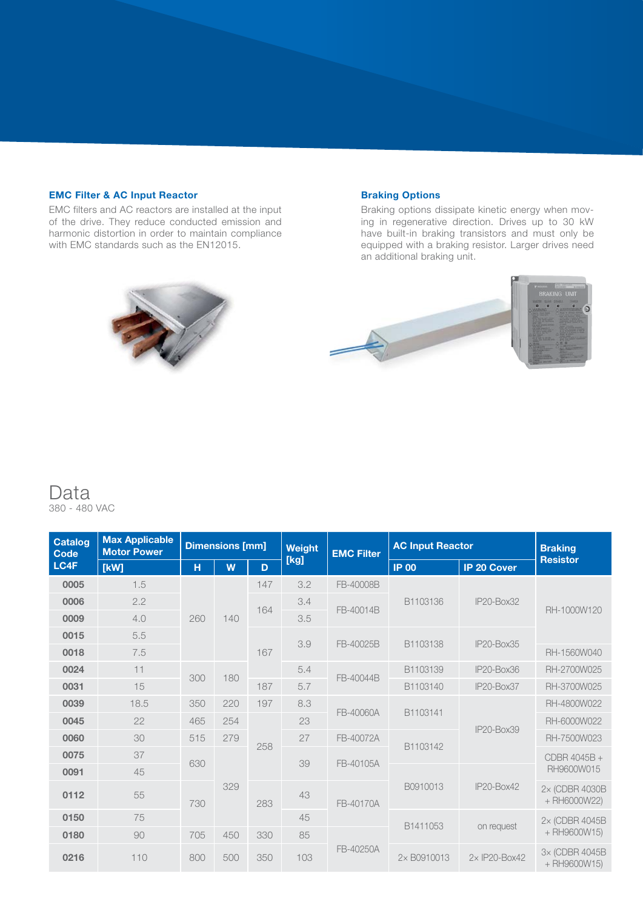### EMC Filter & AC Input Reactor

EMC filters and AC reactors are installed at the input of the drive. They reduce conducted emission and harmonic distortion in order to maintain compliance with EMC standards such as the EN12015.

### Braking Options

Braking options dissipate kinetic energy when moving in regenerative direction. Drives up to 30 kW have built-in braking transistors and must only be equipped with a braking resistor. Larger drives need an additional braking unit.

# Data

380 - 480 VAC

| Catalog Code LC4F | Max Applicable Motor Power [kW] | Dimensions [mm] | | | Weight [kg] | EMC Filter | AC Input Reactor | | Braking Resistor |
|---|---|---|---|---|---|---|---|---|---|
| | | H | W | D | | | IP 00 | IP 20 Cover | |
| 0005 | 1.5 | 260 | 140 | 147 | 3.2 | FB-40008B | B1103136 | IP20-Box32 | RH-1000W120 |
| 0006 | 2.2 | 260 | 140 | 164 | 3.4 | FB-40014B | B1103136 | IP20-Box32 | RH-1000W120 |
| 0009 | 4.0 | 260 | 140 | 164 | 3.5 | FB-40014B | B1103136 | IP20-Box32 | RH-1000W120 |
| 0015 | 5.5 | 260 | 140 | 167 | 3.9 | FB-40025B | B1103138 | IP20-Box35 | RH-1000W120 |
| 0018 | 7.5 | 260 | 140 | 167 | 3.9 | FB-40025B | B1103138 | IP20-Box35 | RH-1560W040 |
| 0024 | 11 | 300 | 180 | 167 | 5.4 | FB-40044B | B1103139 | IP20-Box36 | RH-2700W025 |
| 0031 | 15 | 300 | 180 | 187 | 5.7 | FB-40044B | B1103140 | IP20-Box37 | RH-3700W025 |
| 0039 | 18.5 | 350 | 220 | 197 | 8.3 | FB-40060A | B1103141 | IP20-Box39 | RH-4800W022 |
| 0045 | 22 | 465 | 254 | 258 | 23 | FB-40060A | B1103141 | IP20-Box39 | RH-6000W022 |
| 0060 | 30 | 515 | 279 | 258 | 27 | FB-40072A | B1103142 | IP20-Box39 | RH-7500W023 |
| 0075 | 37 | 630 | 329 | 258 | 39 | FB-40105A | B1103142 | IP20-Box39 | CDBR 4045B + RH9600W015 |
| 0091 | 45 | 630 | 329 | 258 | 39 | FB-40105A | B0910013 | IP20-Box42 | CDBR 4045B + RH9600W015 |
| 0112 | 55 | 730 | 329 | 283 | 43 | FB-40170A | B0910013 | IP20-Box42 | 2× (CDBR 4030B + RH6000W22) |
| 0150 | 75 | 730 | 329 | 283 | 45 | FB-40170A | B1411053 | on request | 2× (CDBR 4045B + RH9600W15) |
| 0180 | 90 | 705 | 450 | 330 | 85 | FB-40250A | B1411053 | on request | 2× (CDBR 4045B + RH9600W15) |
| 0216 | 110 | 800 | 500 | 350 | 103 | FB-40250A | 2× B0910013 | 2× IP20-Box42 | 3× (CDBR 4045B + RH9600W15) |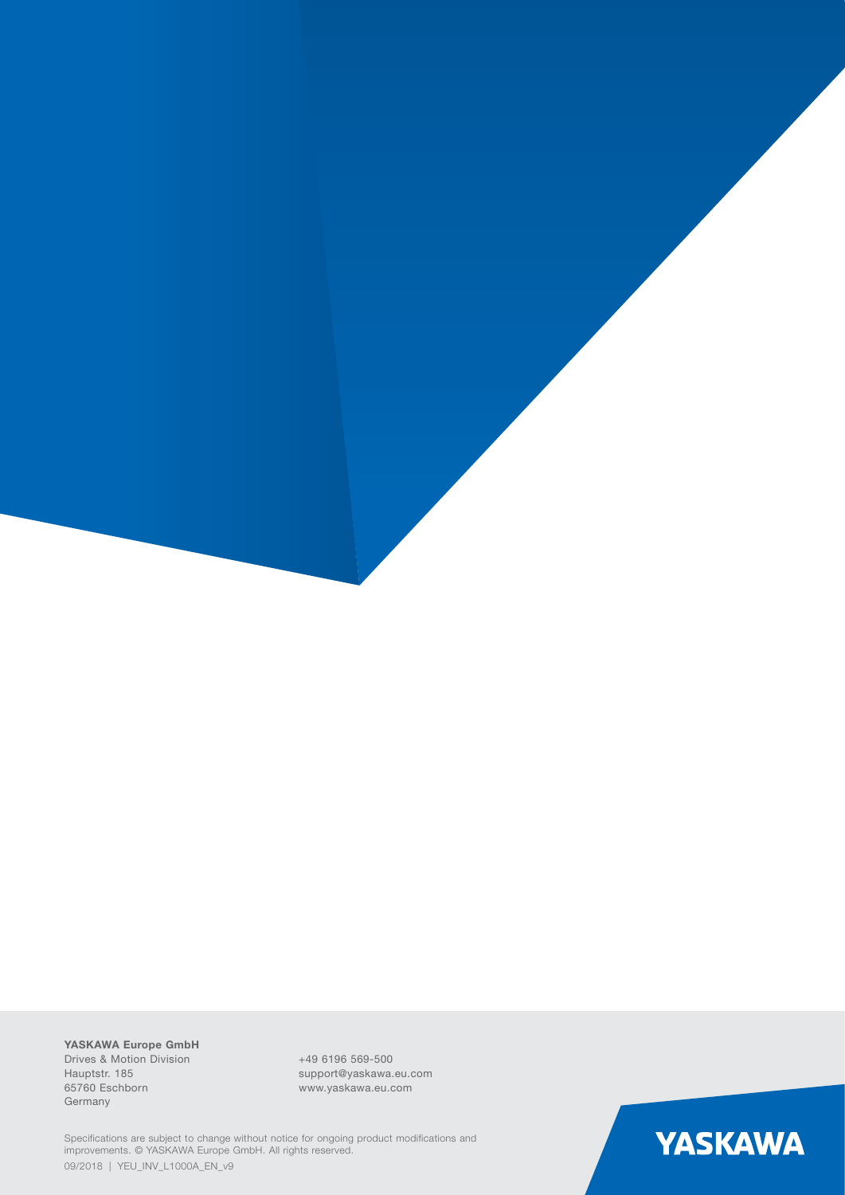**YASKAWA Europe GmbH**
Drives & Motion Division
Hauptstr. 185
65760 Eschborn
Germany

+49 6196 569-500
support@yaskawa.eu.com
www.yaskawa.eu.com

Specifications are subject to change without notice for ongoing product modifications and improvements. © YASKAWA Europe GmbH. All rights reserved.

09/2018 | YEU_INV_L1000A_EN_v9

YASKAWA